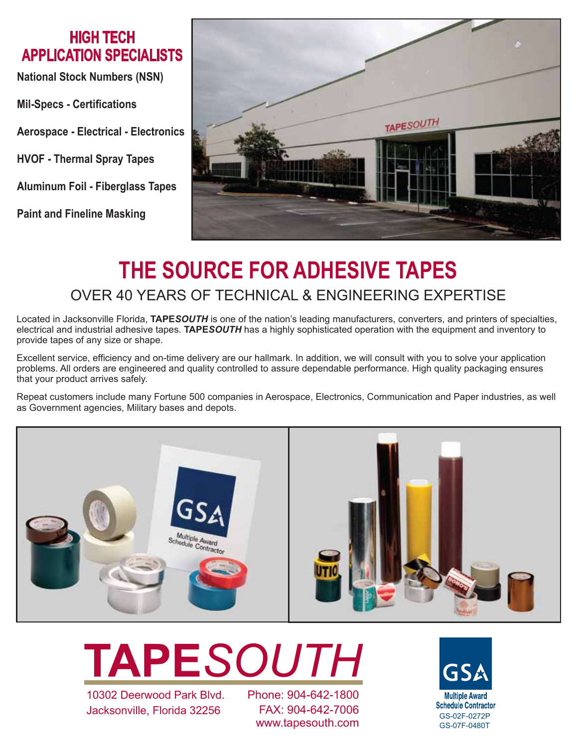## HIGH TECH APPLICATION SPECIALISTS

**National Stock Numbers (NSN)**

**Mil-Specs - Certifications**

**Aerospace - Electrical - Electronics**

**HVOF - Thermal Spray Tapes**

**Aluminum Foil - Fiberglass Tapes**

**Paint and Fineline Masking**

# THE SOURCE FOR ADHESIVE TAPES

## OVER 40 YEARS OF TECHNICAL & ENGINEERING EXPERTISE

Located in Jacksonville Florida, **TAPE*SOUTH*** is one of the nation's leading manufacturers, converters, and printers of specialties, electrical and industrial adhesive tapes. **TAPE*SOUTH*** has a highly sophisticated operation with the equipment and inventory to provide tapes of any size or shape.

Excellent service, efficiency and on-time delivery are our hallmark. In addition, we will consult with you to solve your application problems. All orders are engineered and quality controlled to assure dependable performance. High quality packaging ensures that your product arrives safely.

Repeat customers include many Fortune 500 companies in Aerospace, Electronics, Communication and Paper industries, as well as Government agencies, Military bases and depots.

# TAPE*SOUTH*

10302 Deerwood Park Blvd.
Jacksonville, Florida 32256

Phone: 904-642-1800
FAX: 904-642-7006
www.tapesouth.com

GSA
Multiple Award Schedule Contractor
GS-02F-0272P
GS-07F-0480T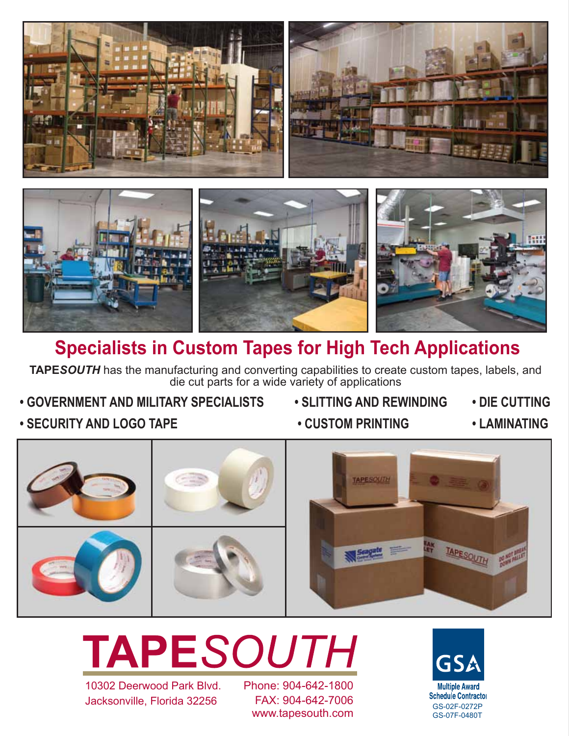## Specialists in Custom Tapes for High Tech Applications

**TAPE*SOUTH*** has the manufacturing and converting capabilities to create custom tapes, labels, and die cut parts for a wide variety of applications

- **GOVERNMENT AND MILITARY SPECIALISTS**
- **SLITTING AND REWINDING**
- **DIE CUTTING**
- **SECURITY AND LOGO TAPE**
- **CUSTOM PRINTING**
- **LAMINATING**

# TAPE*SOUTH*

10302 Deerwood Park Blvd.
Jacksonville, Florida 32256

Phone: 904-642-1800
FAX: 904-642-7006
www.tapesouth.com

GSA
Multiple Award Schedule Contractor
GS-02F-0272P
GS-07F-0480T